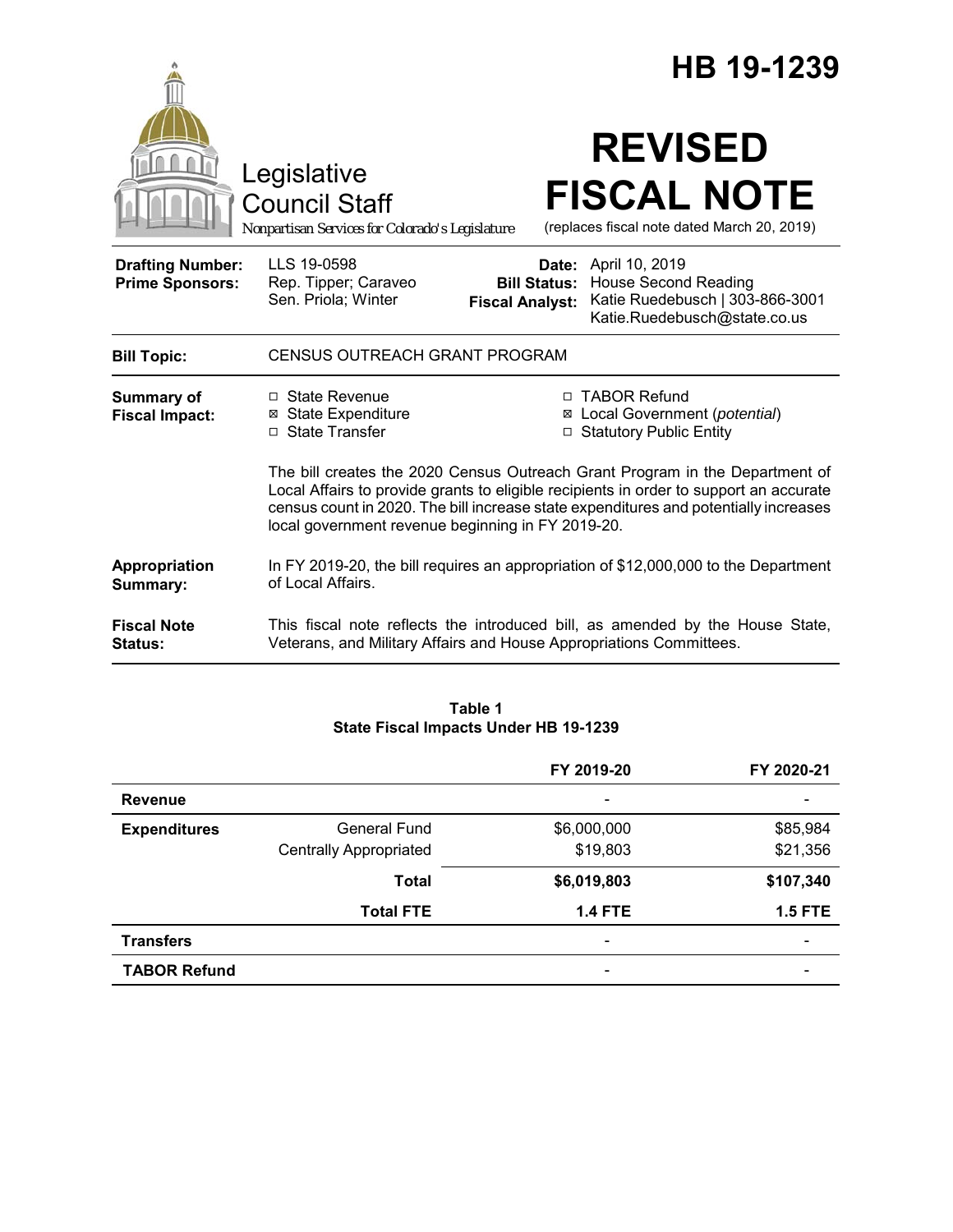# HB 19-1239

Legislative Council Staff

*Nonpartisan Services for Colorado's Legislature*

# REVISED FISCAL NOTE

(replaces fiscal note dated March 20, 2019)

| | | | |
|---|---|---|---|
| **Drafting Number:** | LLS 19-0598 | **Date:** | April 10, 2019 |
| **Prime Sponsors:** | Rep. Tipper; Caraveo<br>Sen. Priola; Winter | **Bill Status:** | House Second Reading |
| | | **Fiscal Analyst:** | Katie Ruedebusch \| 303-866-3001<br>Katie.Ruedebusch@state.co.us |

**Bill Topic:** CENSUS OUTREACH GRANT PROGRAM

**Summary of Fiscal Impact:**

- ☐ State Revenue
- ☒ State Expenditure
- ☐ State Transfer
- ☐ TABOR Refund
- ☒ Local Government (*potential*)
- ☐ Statutory Public Entity

The bill creates the 2020 Census Outreach Grant Program in the Department of Local Affairs to provide grants to eligible recipients in order to support an accurate census count in 2020. The bill increase state expenditures and potentially increases local government revenue beginning in FY 2019-20.

**Appropriation Summary:** In FY 2019-20, the bill requires an appropriation of $12,000,000 to the Department of Local Affairs.

**Fiscal Note Status:** This fiscal note reflects the introduced bill, as amended by the House State, Veterans, and Military Affairs and House Appropriations Committees.

**Table 1**
**State Fiscal Impacts Under HB 19-1239**

| | | FY 2019-20 | FY 2020-21 |
|---|---|---|---|
| **Revenue** | | - | - |
| **Expenditures** | General Fund | $6,000,000 | $85,984 |
| | Centrally Appropriated | $19,803 | $21,356 |
| | **Total** | **$6,019,803** | **$107,340** |
| | **Total FTE** | **1.4 FTE** | **1.5 FTE** |
| **Transfers** | | - | - |
| **TABOR Refund** | | - | - |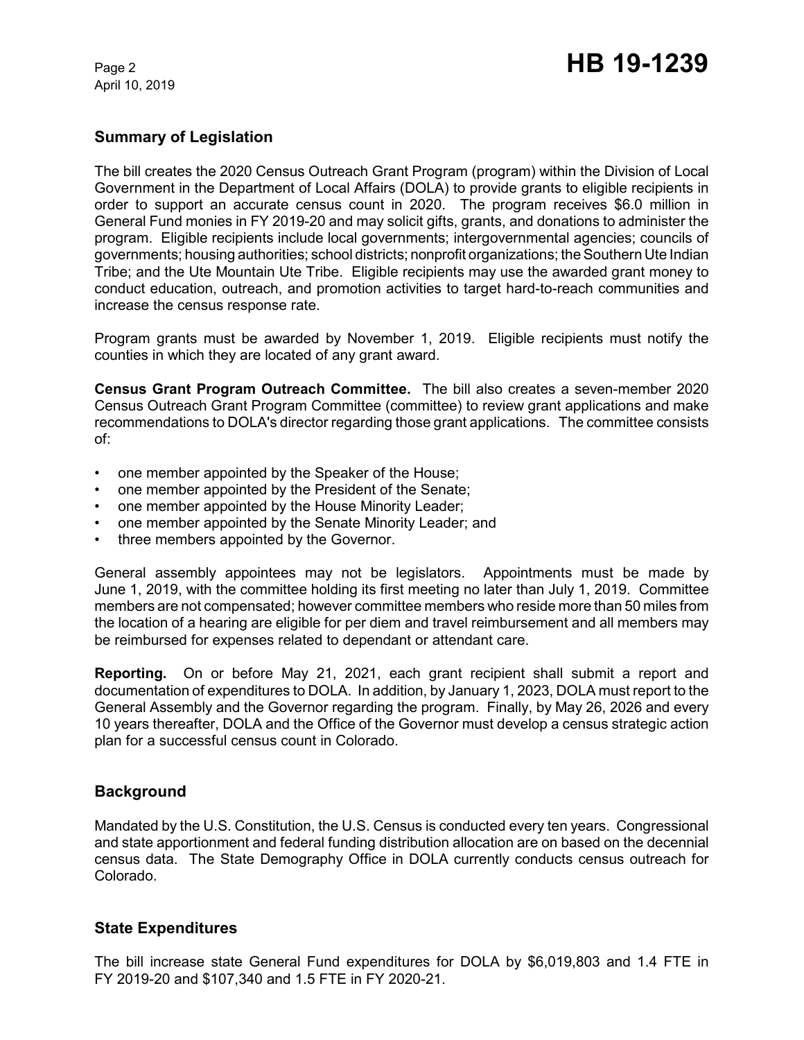## Summary of Legislation

The bill creates the 2020 Census Outreach Grant Program (program) within the Division of Local Government in the Department of Local Affairs (DOLA) to provide grants to eligible recipients in order to support an accurate census count in 2020. The program receives $6.0 million in General Fund monies in FY 2019-20 and may solicit gifts, grants, and donations to administer the program. Eligible recipients include local governments; intergovernmental agencies; councils of governments; housing authorities; school districts; nonprofit organizations; the Southern Ute Indian Tribe; and the Ute Mountain Ute Tribe. Eligible recipients may use the awarded grant money to conduct education, outreach, and promotion activities to target hard-to-reach communities and increase the census response rate.

Program grants must be awarded by November 1, 2019. Eligible recipients must notify the counties in which they are located of any grant award.

**Census Grant Program Outreach Committee.** The bill also creates a seven-member 2020 Census Outreach Grant Program Committee (committee) to review grant applications and make recommendations to DOLA's director regarding those grant applications. The committee consists of:

- one member appointed by the Speaker of the House;
- one member appointed by the President of the Senate;
- one member appointed by the House Minority Leader;
- one member appointed by the Senate Minority Leader; and
- three members appointed by the Governor.

General assembly appointees may not be legislators. Appointments must be made by June 1, 2019, with the committee holding its first meeting no later than July 1, 2019. Committee members are not compensated; however committee members who reside more than 50 miles from the location of a hearing are eligible for per diem and travel reimbursement and all members may be reimbursed for expenses related to dependant or attendant care.

**Reporting.** On or before May 21, 2021, each grant recipient shall submit a report and documentation of expenditures to DOLA. In addition, by January 1, 2023, DOLA must report to the General Assembly and the Governor regarding the program. Finally, by May 26, 2026 and every 10 years thereafter, DOLA and the Office of the Governor must develop a census strategic action plan for a successful census count in Colorado.

## Background

Mandated by the U.S. Constitution, the U.S. Census is conducted every ten years. Congressional and state apportionment and federal funding distribution allocation are on based on the decennial census data. The State Demography Office in DOLA currently conducts census outreach for Colorado.

## State Expenditures

The bill increase state General Fund expenditures for DOLA by $6,019,803 and 1.4 FTE in FY 2019-20 and $107,340 and 1.5 FTE in FY 2020-21.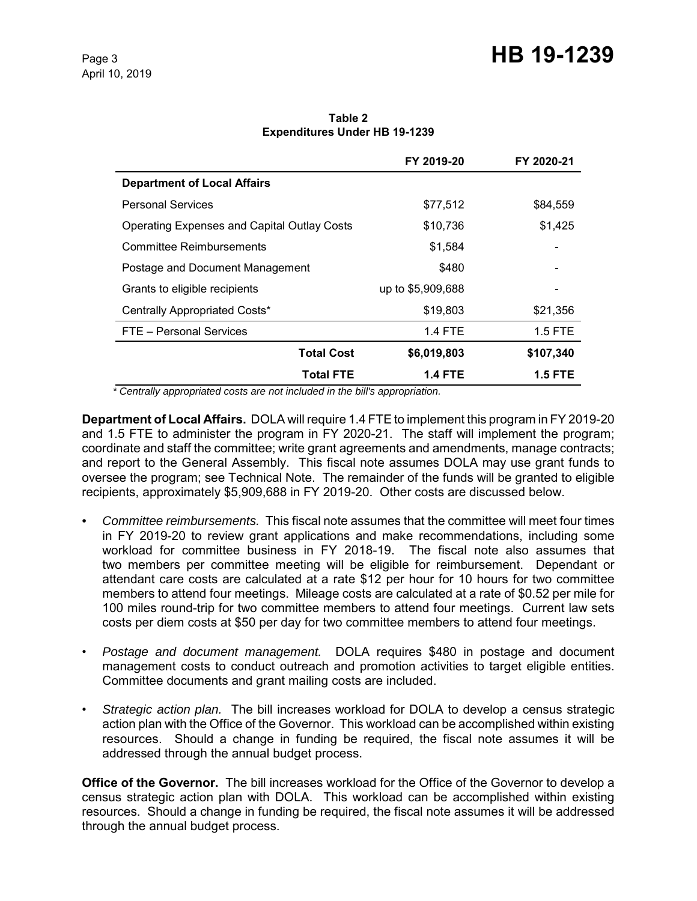**Table 2**
**Expenditures Under HB 19-1239**

| | FY 2019-20 | FY 2020-21 |
|---|---|---|
| **Department of Local Affairs** | | |
| Personal Services | $77,512 | $84,559 |
| Operating Expenses and Capital Outlay Costs | $10,736 | $1,425 |
| Committee Reimbursements | $1,584 | - |
| Postage and Document Management | $480 | - |
| Grants to eligible recipients | up to $5,909,688 | - |
| Centrally Appropriated Costs* | $19,803 | $21,356 |
| FTE – Personal Services | 1.4 FTE | 1.5 FTE |
| **Total Cost** | **$6,019,803** | **$107,340** |
| **Total FTE** | **1.4 FTE** | **1.5 FTE** |

*\* Centrally appropriated costs are not included in the bill's appropriation.*

**Department of Local Affairs.** DOLA will require 1.4 FTE to implement this program in FY 2019-20 and 1.5 FTE to administer the program in FY 2020-21. The staff will implement the program; coordinate and staff the committee; write grant agreements and amendments, manage contracts; and report to the General Assembly. This fiscal note assumes DOLA may use grant funds to oversee the program; see Technical Note. The remainder of the funds will be granted to eligible recipients, approximately $5,909,688 in FY 2019-20. Other costs are discussed below.

- *Committee reimbursements.* This fiscal note assumes that the committee will meet four times in FY 2019-20 to review grant applications and make recommendations, including some workload for committee business in FY 2018-19. The fiscal note also assumes that two members per committee meeting will be eligible for reimbursement. Dependant or attendant care costs are calculated at a rate $12 per hour for 10 hours for two committee members to attend four meetings. Mileage costs are calculated at a rate of $0.52 per mile for 100 miles round-trip for two committee members to attend four meetings. Current law sets costs per diem costs at $50 per day for two committee members to attend four meetings.

- *Postage and document management.* DOLA requires $480 in postage and document management costs to conduct outreach and promotion activities to target eligible entities. Committee documents and grant mailing costs are included.

- *Strategic action plan.* The bill increases workload for DOLA to develop a census strategic action plan with the Office of the Governor. This workload can be accomplished within existing resources. Should a change in funding be required, the fiscal note assumes it will be addressed through the annual budget process.

**Office of the Governor.** The bill increases workload for the Office of the Governor to develop a census strategic action plan with DOLA. This workload can be accomplished within existing resources. Should a change in funding be required, the fiscal note assumes it will be addressed through the annual budget process.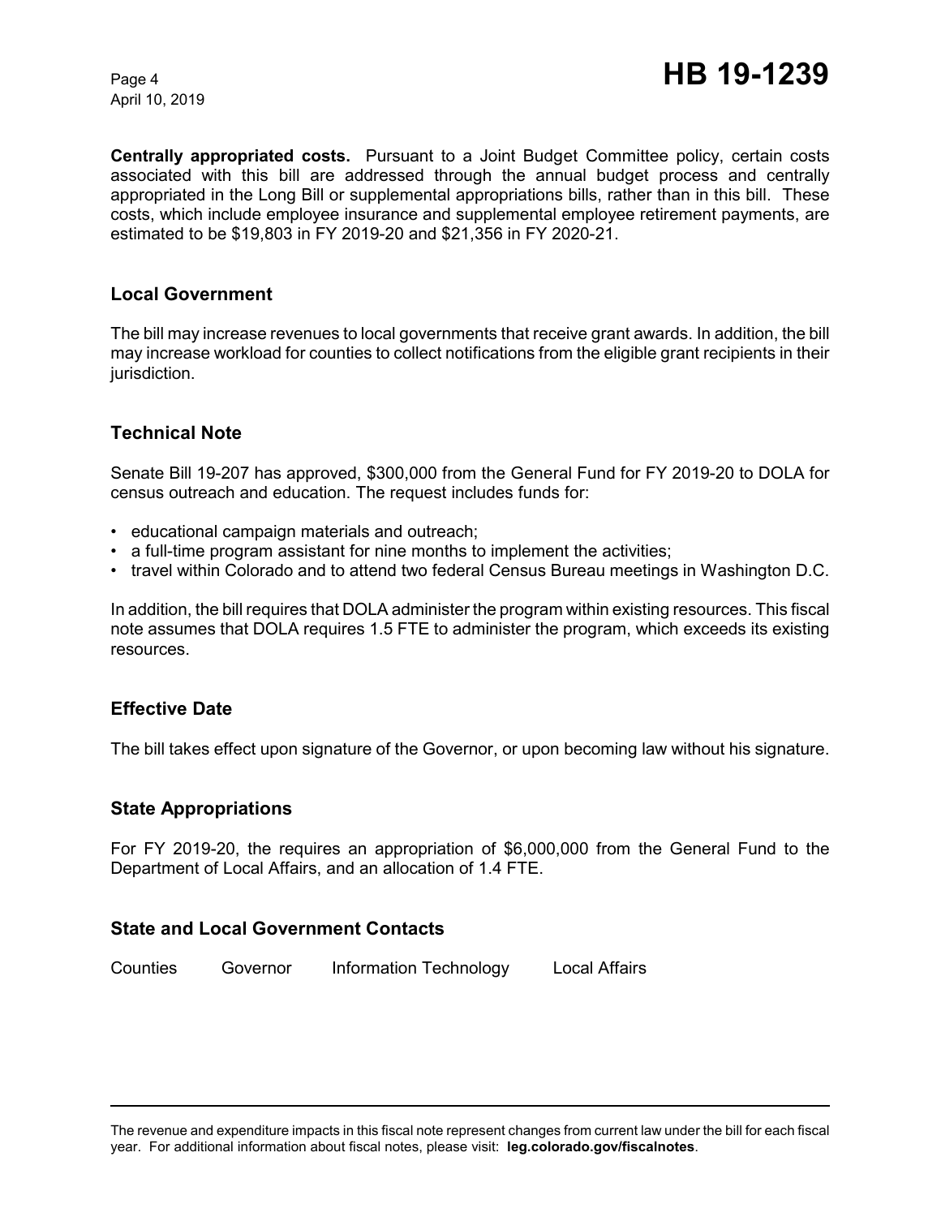**Centrally appropriated costs.** Pursuant to a Joint Budget Committee policy, certain costs associated with this bill are addressed through the annual budget process and centrally appropriated in the Long Bill or supplemental appropriations bills, rather than in this bill. These costs, which include employee insurance and supplemental employee retirement payments, are estimated to be $19,803 in FY 2019-20 and $21,356 in FY 2020-21.

## Local Government

The bill may increase revenues to local governments that receive grant awards. In addition, the bill may increase workload for counties to collect notifications from the eligible grant recipients in their jurisdiction.

## Technical Note

Senate Bill 19-207 has approved, $300,000 from the General Fund for FY 2019-20 to DOLA for census outreach and education. The request includes funds for:

- educational campaign materials and outreach;
- a full-time program assistant for nine months to implement the activities;
- travel within Colorado and to attend two federal Census Bureau meetings in Washington D.C.

In addition, the bill requires that DOLA administer the program within existing resources. This fiscal note assumes that DOLA requires 1.5 FTE to administer the program, which exceeds its existing resources.

## Effective Date

The bill takes effect upon signature of the Governor, or upon becoming law without his signature.

## State Appropriations

For FY 2019-20, the requires an appropriation of $6,000,000 from the General Fund to the Department of Local Affairs, and an allocation of 1.4 FTE.

## State and Local Government Contacts

Counties Governor Information Technology Local Affairs

The revenue and expenditure impacts in this fiscal note represent changes from current law under the bill for each fiscal year. For additional information about fiscal notes, please visit: **leg.colorado.gov/fiscalnotes**.